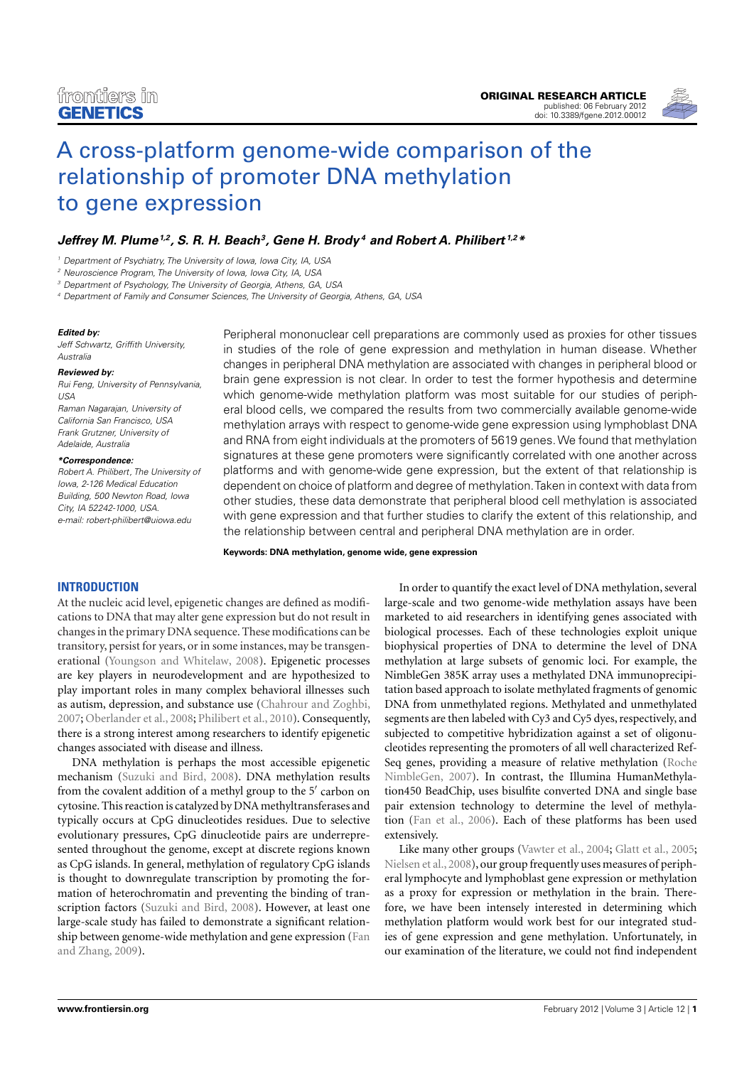ORIGINAL RESEARCH ARTICLE

published: 06 February 2012
doi: 10.3389/fgene.2012.00012

# A cross-platform genome-wide comparison of the relationship of promoter DNA methylation to gene expression

***Jeffrey M. Plume[1,2], S. R. H. Beach[3], Gene H. Brody[4] and Robert A. Philibert[1,2]****

[1] Department of Psychiatry, The University of Iowa, Iowa City, IA, USA
[2] Neuroscience Program, The University of Iowa, Iowa City, IA, USA
[3] Department of Psychology, The University of Georgia, Athens, GA, USA
[4] Department of Family and Consumer Sciences, The University of Georgia, Athens, GA, USA

**Edited by:**
*Jeff Schwartz, Griffith University, Australia*

**Reviewed by:**
*Rui Feng, University of Pennsylvania, USA*
*Raman Nagarajan, University of California San Francisco, USA*
*Frank Grutzner, University of Adelaide, Australia*

***Correspondence:**
*Robert A. Philibert, The University of Iowa, 2-126 Medical Education Building, 500 Newton Road, Iowa City, IA 52242-1000, USA.*
*e-mail: robert-philibert@uiowa.edu*

Peripheral mononuclear cell preparations are commonly used as proxies for other tissues in studies of the role of gene expression and methylation in human disease. Whether changes in peripheral DNA methylation are associated with changes in peripheral blood or brain gene expression is not clear. In order to test the former hypothesis and determine which genome-wide methylation platform was most suitable for our studies of peripheral blood cells, we compared the results from two commercially available genome-wide methylation arrays with respect to genome-wide gene expression using lymphoblast DNA and RNA from eight individuals at the promoters of 5619 genes. We found that methylation signatures at these gene promoters were significantly correlated with one another across platforms and with genome-wide gene expression, but the extent of that relationship is dependent on choice of platform and degree of methylation. Taken in context with data from other studies, these data demonstrate that peripheral blood cell methylation is associated with gene expression and that further studies to clarify the extent of this relationship, and the relationship between central and peripheral DNA methylation are in order.

**Keywords: DNA methylation, genome wide, gene expression**

## INTRODUCTION

At the nucleic acid level, epigenetic changes are defined as modifications to DNA that may alter gene expression but do not result in changes in the primary DNA sequence. These modifications can be transitory, persist for years, or in some instances, may be transgenerational (Youngson and Whitelaw, 2008). Epigenetic processes are key players in neurodevelopment and are hypothesized to play important roles in many complex behavioral illnesses such as autism, depression, and substance use (Chahrour and Zoghbi, 2007; Oberlander et al., 2008; Philibert et al., 2010). Consequently, there is a strong interest among researchers to identify epigenetic changes associated with disease and illness.

DNA methylation is perhaps the most accessible epigenetic mechanism (Suzuki and Bird, 2008). DNA methylation results from the covalent addition of a methyl group to the 5′ carbon on cytosine. This reaction is catalyzed by DNA methyltransferases and typically occurs at CpG dinucleotides residues. Due to selective evolutionary pressures, CpG dinucleotide pairs are underrepresented throughout the genome, except at discrete regions known as CpG islands. In general, methylation of regulatory CpG islands is thought to downregulate transcription by promoting the formation of heterochromatin and preventing the binding of transcription factors (Suzuki and Bird, 2008). However, at least one large-scale study has failed to demonstrate a significant relationship between genome-wide methylation and gene expression (Fan and Zhang, 2009).

In order to quantify the exact level of DNA methylation, several large-scale and two genome-wide methylation assays have been marketed to aid researchers in identifying genes associated with biological processes. Each of these technologies exploit unique biophysical properties of DNA to determine the level of DNA methylation at large subsets of genomic loci. For example, the NimbleGen 385K array uses a methylated DNA immunoprecipitation based approach to isolate methylated fragments of genomic DNA from unmethylated regions. Methylated and unmethylated segments are then labeled with Cy3 and Cy5 dyes, respectively, and subjected to competitive hybridization against a set of oligonucleotides representing the promoters of all well characterized RefSeq genes, providing a measure of relative methylation (Roche NimbleGen, 2007). In contrast, the Illumina HumanMethylation450 BeadChip, uses bisulfite converted DNA and single base pair extension technology to determine the level of methylation (Fan et al., 2006). Each of these platforms has been used extensively.

Like many other groups (Vawter et al., 2004; Glatt et al., 2005; Nielsen et al., 2008), our group frequently uses measures of peripheral lymphocyte and lymphoblast gene expression or methylation as a proxy for expression or methylation in the brain. Therefore, we have been intensely interested in determining which methylation platform would work best for our integrated studies of gene expression and gene methylation. Unfortunately, in our examination of the literature, we could not find independent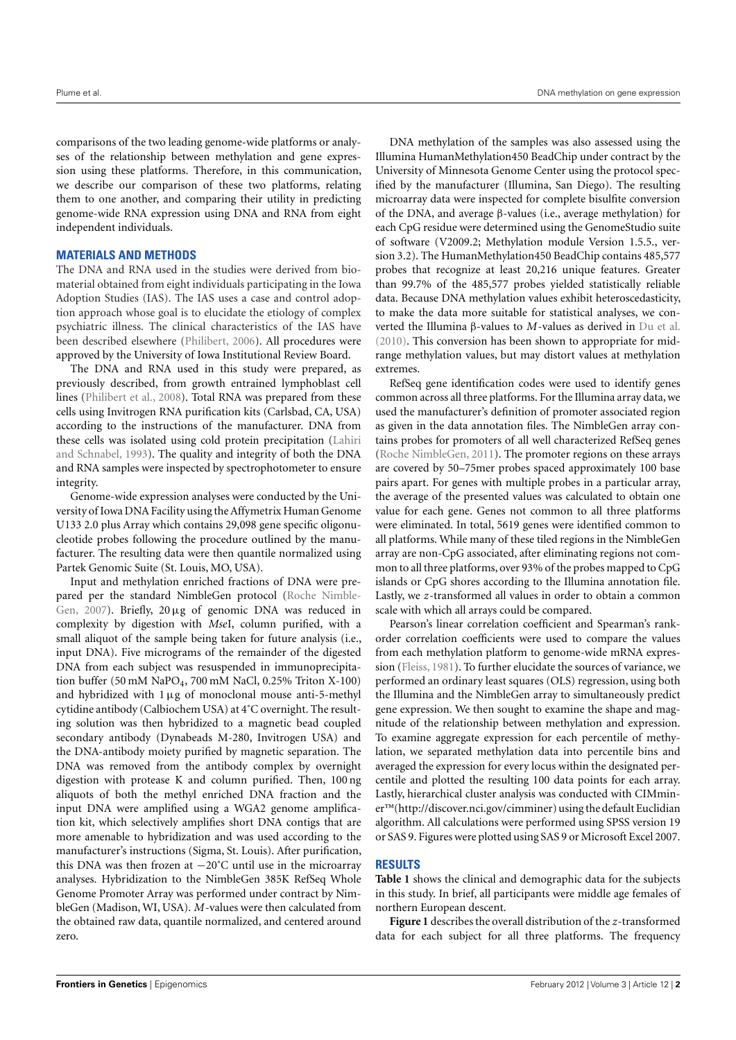comparisons of the two leading genome-wide platforms or analyses of the relationship between methylation and gene expression using these platforms. Therefore, in this communication, we describe our comparison of these two platforms, relating them to one another, and comparing their utility in predicting genome-wide RNA expression using DNA and RNA from eight independent individuals.

## MATERIALS AND METHODS

The DNA and RNA used in the studies were derived from biomaterial obtained from eight individuals participating in the Iowa Adoption Studies (IAS). The IAS uses a case and control adoption approach whose goal is to elucidate the etiology of complex psychiatric illness. The clinical characteristics of the IAS have been described elsewhere (Philibert, 2006). All procedures were approved by the University of Iowa Institutional Review Board.

The DNA and RNA used in this study were prepared, as previously described, from growth entrained lymphoblast cell lines (Philibert et al., 2008). Total RNA was prepared from these cells using Invitrogen RNA purification kits (Carlsbad, CA, USA) according to the instructions of the manufacturer. DNA from these cells was isolated using cold protein precipitation (Lahiri and Schnabel, 1993). The quality and integrity of both the DNA and RNA samples were inspected by spectrophotometer to ensure integrity.

Genome-wide expression analyses were conducted by the University of Iowa DNA Facility using the Affymetrix Human Genome U133 2.0 plus Array which contains 29,098 gene specific oligonucleotide probes following the procedure outlined by the manufacturer. The resulting data were then quantile normalized using Partek Genomic Suite (St. Louis, MO, USA).

Input and methylation enriched fractions of DNA were prepared per the standard NimbleGen protocol (Roche NimbleGen, 2007). Briefly, 20 μg of genomic DNA was reduced in complexity by digestion with *Mse*I, column purified, with a small aliquot of the sample being taken for future analysis (i.e., input DNA). Five micrograms of the remainder of the digested DNA from each subject was resuspended in immunoprecipitation buffer (50 mM $NaPO_4$, 700 mM NaCl, 0.25% Triton X-100) and hybridized with 1 μg of monoclonal mouse anti-5-methyl cytidine antibody (Calbiochem USA) at 4˚C overnight. The resulting solution was then hybridized to a magnetic bead coupled secondary antibody (Dynabeads M-280, Invitrogen USA) and the DNA-antibody moiety purified by magnetic separation. The DNA was removed from the antibody complex by overnight digestion with protease K and column purified. Then, 100 ng aliquots of both the methyl enriched DNA fraction and the input DNA were amplified using a WGA2 genome amplification kit, which selectively amplifies short DNA contigs that are more amenable to hybridization and was used according to the manufacturer's instructions (Sigma, St. Louis). After purification, this DNA was then frozen at −20˚C until use in the microarray analyses. Hybridization to the NimbleGen 385K RefSeq Whole Genome Promoter Array was performed under contract by NimbleGen (Madison, WI, USA). *M*-values were then calculated from the obtained raw data, quantile normalized, and centered around zero.

DNA methylation of the samples was also assessed using the Illumina HumanMethylation450 BeadChip under contract by the University of Minnesota Genome Center using the protocol specified by the manufacturer (Illumina, San Diego). The resulting microarray data were inspected for complete bisulfite conversion of the DNA, and average β-values (i.e., average methylation) for each CpG residue were determined using the GenomeStudio suite of software (V2009.2; Methylation module Version 1.5.5., version 3.2). The HumanMethylation450 BeadChip contains 485,577 probes that recognize at least 20,216 unique features. Greater than 99.7% of the 485,577 probes yielded statistically reliable data. Because DNA methylation values exhibit heteroscedasticity, to make the data more suitable for statistical analyses, we converted the Illumina β-values to *M*-values as derived in Du et al. (2010). This conversion has been shown to appropriate for mid-range methylation values, but may distort values at methylation extremes.

RefSeq gene identification codes were used to identify genes common across all three platforms. For the Illumina array data, we used the manufacturer's definition of promoter associated region as given in the data annotation files. The NimbleGen array contains probes for promoters of all well characterized RefSeq genes (Roche NimbleGen, 2011). The promoter regions on these arrays are covered by 50–75mer probes spaced approximately 100 base pairs apart. For genes with multiple probes in a particular array, the average of the presented values was calculated to obtain one value for each gene. Genes not common to all three platforms were eliminated. In total, 5619 genes were identified common to all platforms. While many of these tiled regions in the NimbleGen array are non-CpG associated, after eliminating regions not common to all three platforms, over 93% of the probes mapped to CpG islands or CpG shores according to the Illumina annotation file. Lastly, we *z*-transformed all values in order to obtain a common scale with which all arrays could be compared.

Pearson's linear correlation coefficient and Spearman's rank-order correlation coefficients were used to compare the values from each methylation platform to genome-wide mRNA expression (Fleiss, 1981). To further elucidate the sources of variance, we performed an ordinary least squares (OLS) regression, using both the Illumina and the NimbleGen array to simultaneously predict gene expression. We then sought to examine the shape and magnitude of the relationship between methylation and expression. To examine aggregate expression for each percentile of methylation, we separated methylation data into percentile bins and averaged the expression for every locus within the designated percentile and plotted the resulting 100 data points for each array. Lastly, hierarchical cluster analysis was conducted with CIMminer™(http://discover.nci.gov/cimminer) using the default Euclidian algorithm. All calculations were performed using SPSS version 19 or SAS 9. Figures were plotted using SAS 9 or Microsoft Excel 2007.

## RESULTS

**Table 1** shows the clinical and demographic data for the subjects in this study. In brief, all participants were middle age females of northern European descent.

**Figure 1** describes the overall distribution of the *z*-transformed data for each subject for all three platforms. The frequency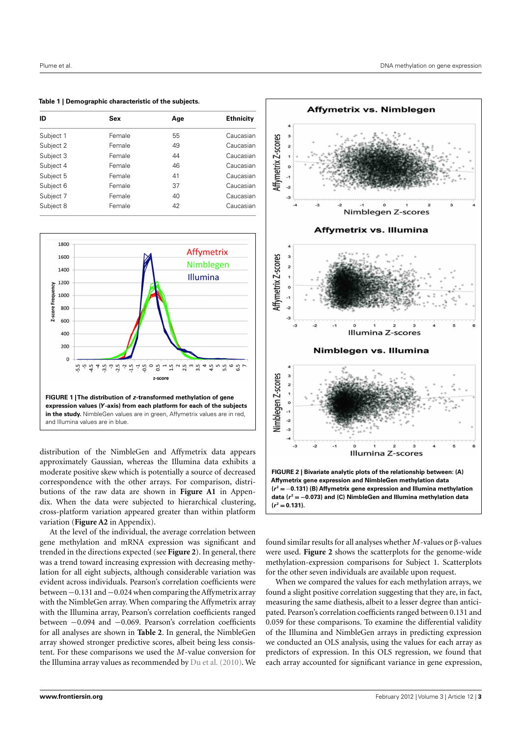**Table 1 | Demographic characteristic of the subjects.**

| ID | Sex | Age | Ethnicity |
|---|---|---|---|
| Subject 1 | Female | 55 | Caucasian |
| Subject 2 | Female | 49 | Caucasian |
| Subject 3 | Female | 44 | Caucasian |
| Subject 4 | Female | 46 | Caucasian |
| Subject 5 | Female | 41 | Caucasian |
| Subject 6 | Female | 37 | Caucasian |
| Subject 7 | Female | 40 | Caucasian |
| Subject 8 | Female | 42 | Caucasian |

**FIGURE 1 | The distribution of *z*-transformed methylation of gene expression values (*Y*-axis) from each platform for each of the subjects in the study.** NimbleGen values are in green, Affymetrix values are in red, and Illumina values are in blue.

distribution of the NimbleGen and Affymetrix data appears approximately Gaussian, whereas the Illumina data exhibits a moderate positive skew which is potentially a source of decreased correspondence with the other arrays. For comparison, distributions of the raw data are shown in **Figure A1** in Appendix. When the data were subjected to hierarchical clustering, cross-platform variation appeared greater than within platform variation (**Figure A2** in Appendix).

At the level of the individual, the average correlation between gene methylation and mRNA expression was significant and trended in the directions expected (see **Figure 2**). In general, there was a trend toward increasing expression with decreasing methylation for all eight subjects, although considerable variation was evident across individuals. Pearson's correlation coefficients were between −0.131 and −0.024 when comparing the Affymetrix array with the NimbleGen array. When comparing the Affymetrix array with the Illumina array, Pearson's correlation coefficients ranged between −0.094 and −0.069. Pearson's correlation coefficients for all analyses are shown in **Table 2**. In general, the NimbleGen array showed stronger predictive scores, albeit being less consistent. For these comparisons we used the *M*-value conversion for the Illumina array values as recommended by Du et al. (2010). We found similar results for all analyses whether *M*-values or β-values were used. **Figure 2** shows the scatterplots for the genome-wide methylation-expression comparisons for Subject 1. Scatterplots for the other seven individuals are available upon request.

**FIGURE 2 | Bivariate analytic plots of the relationship between: (A) Affymetrix gene expression and NimbleGen methylation data ($r^2 = -0.131$) (B) Affymetrix gene expression and Illumina methylation data ($r^2 = -0.073$) and (C) NimbleGen and Illumina methylation data ($r^2 = 0.131$).**

When we compared the values for each methylation arrays, we found a slight positive correlation suggesting that they are, in fact, measuring the same diathesis, albeit to a lesser degree than anticipated. Pearson's correlation coefficients ranged between 0.131 and 0.059 for these comparisons. To examine the differential validity of the Illumina and NimbleGen arrays in predicting expression we conducted an OLS analysis, using the values for each array as predictors of expression. In this OLS regression, we found that each array accounted for significant variance in gene expression,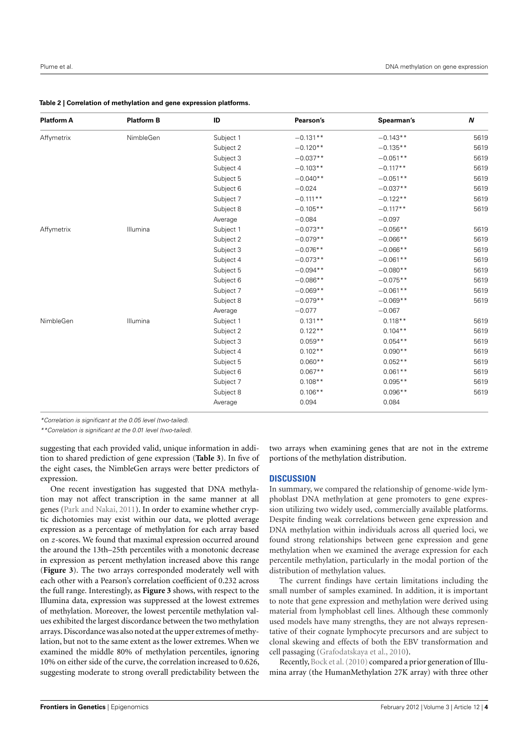**Table 2 | Correlation of methylation and gene expression platforms.**

| Platform A | Platform B | ID | Pearson's | Spearman's | *N* |
|---|---|---|---|---|---|
| Affymetrix | NimbleGen | Subject 1 | −0.131** | −0.143** | 5619 |
| | | Subject 2 | −0.120** | −0.135** | 5619 |
| | | Subject 3 | −0.037** | −0.051** | 5619 |
| | | Subject 4 | −0.103** | −0.117** | 5619 |
| | | Subject 5 | −0.040** | −0.051** | 5619 |
| | | Subject 6 | −0.024 | −0.037** | 5619 |
| | | Subject 7 | −0.111** | −0.122** | 5619 |
| | | Subject 8 | −0.105** | −0.117** | 5619 |
| | | Average | −0.084 | −0.097 | |
| Affymetrix | Illumina | Subject 1 | −0.073** | −0.056** | 5619 |
| | | Subject 2 | −0.079** | −0.066** | 5619 |
| | | Subject 3 | −0.076** | −0.066** | 5619 |
| | | Subject 4 | −0.073** | −0.061** | 5619 |
| | | Subject 5 | −0.094** | −0.080** | 5619 |
| | | Subject 6 | −0.086** | −0.075** | 5619 |
| | | Subject 7 | −0.069** | −0.061** | 5619 |
| | | Subject 8 | −0.079** | −0.069** | 5619 |
| | | Average | −0.077 | −0.067 | |
| NimbleGen | Illumina | Subject 1 | 0.131** | 0.118** | 5619 |
| | | Subject 2 | 0.122** | 0.104** | 5619 |
| | | Subject 3 | 0.059** | 0.054** | 5619 |
| | | Subject 4 | 0.102** | 0.090** | 5619 |
| | | Subject 5 | 0.060** | 0.052** | 5619 |
| | | Subject 6 | 0.067** | 0.061** | 5619 |
| | | Subject 7 | 0.108** | 0.095** | 5619 |
| | | Subject 8 | 0.106** | 0.096** | 5619 |
| | | Average | 0.094 | 0.084 | |

*\*Correlation is significant at the 0.05 level (two-tailed).*

*\*\*Correlation is significant at the 0.01 level (two-tailed).*

suggesting that each provided valid, unique information in addition to shared prediction of gene expression (**Table 3**). In five of the eight cases, the NimbleGen arrays were better predictors of expression.

One recent investigation has suggested that DNA methylation may not affect transcription in the same manner at all genes (Park and Nakai, 2011). In order to examine whether cryptic dichotomies may exist within our data, we plotted average expression as a percentage of methylation for each array based on *z*-scores. We found that maximal expression occurred around the around the 13th–25th percentiles with a monotonic decrease in expression as percent methylation increased above this range (**Figure 3**). The two arrays corresponded moderately well with each other with a Pearson's correlation coefficient of 0.232 across the full range. Interestingly, as **Figure 3** shows, with respect to the Illumina data, expression was suppressed at the lowest extremes of methylation. Moreover, the lowest percentile methylation values exhibited the largest discordance between the two methylation arrays. Discordance was also noted at the upper extremes of methylation, but not to the same extent as the lower extremes. When we examined the middle 80% of methylation percentiles, ignoring 10% on either side of the curve, the correlation increased to 0.626, suggesting moderate to strong overall predictability between the two arrays when examining genes that are not in the extreme portions of the methylation distribution.

## DISCUSSION

In summary, we compared the relationship of genome-wide lymphoblast DNA methylation at gene promoters to gene expression utilizing two widely used, commercially available platforms. Despite finding weak correlations between gene expression and DNA methylation within individuals across all queried loci, we found strong relationships between gene expression and gene methylation when we examined the average expression for each percentile methylation, particularly in the modal portion of the distribution of methylation values.

The current findings have certain limitations including the small number of samples examined. In addition, it is important to note that gene expression and methylation were derived using material from lymphoblast cell lines. Although these commonly used models have many strengths, they are not always representative of their cognate lymphocyte precursors and are subject to clonal skewing and effects of both the EBV transformation and cell passaging (Grafodatskaya et al., 2010).

Recently, Bock et al. (2010) compared a prior generation of Illumina array (the HumanMethylation 27K array) with three other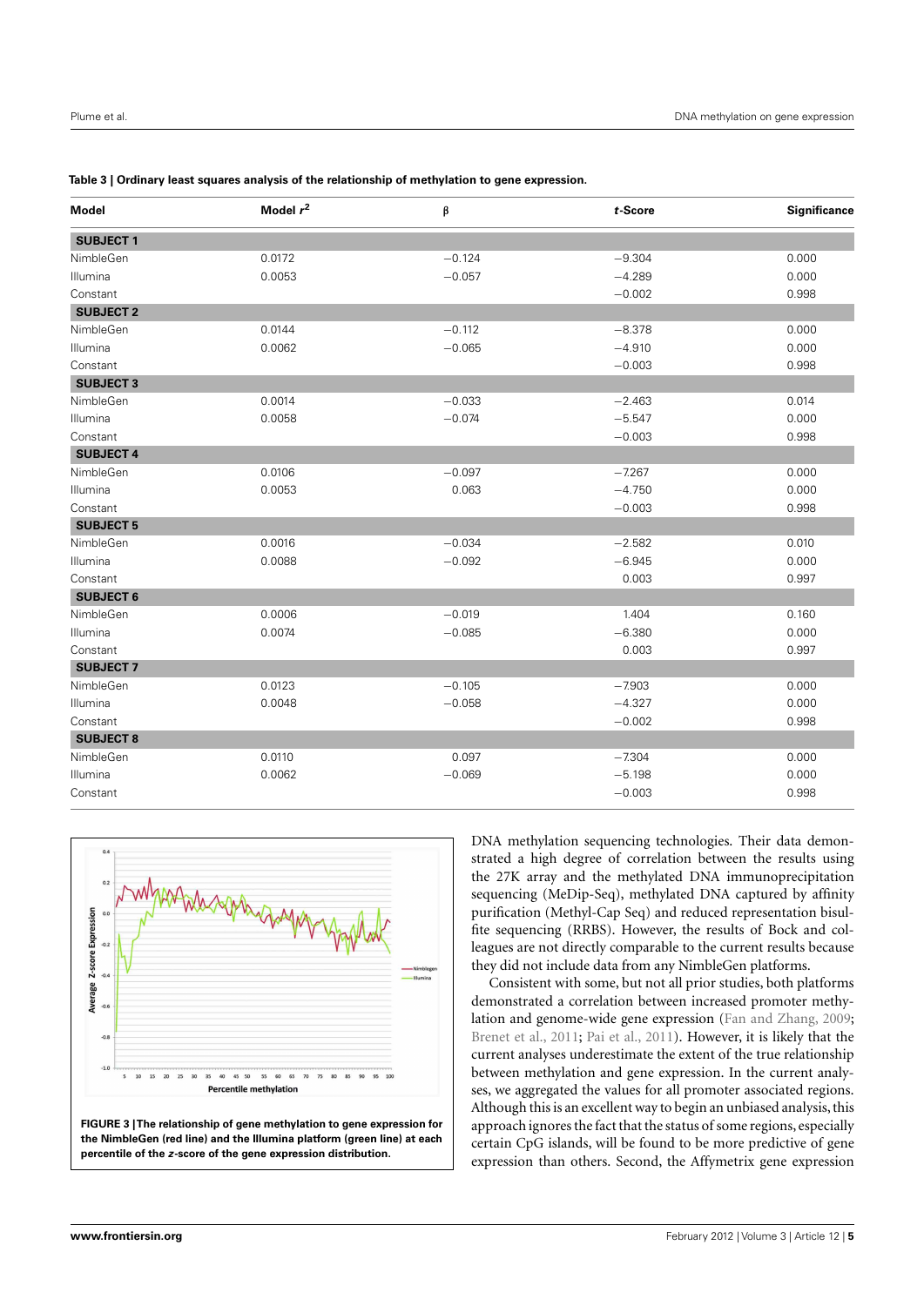**Table 3 | Ordinary least squares analysis of the relationship of methylation to gene expression.**

| Model | Model $r^2$ | β | *t*-Score | Significance |
|---|---|---|---|---|
| **SUBJECT 1** | | | | |
| NimbleGen | 0.0172 | −0.124 | −9.304 | 0.000 |
| Illumina | 0.0053 | −0.057 | −4.289 | 0.000 |
| Constant | | | −0.002 | 0.998 |
| **SUBJECT 2** | | | | |
| NimbleGen | 0.0144 | −0.112 | −8.378 | 0.000 |
| Illumina | 0.0062 | −0.065 | −4.910 | 0.000 |
| Constant | | | −0.003 | 0.998 |
| **SUBJECT 3** | | | | |
| NimbleGen | 0.0014 | −0.033 | −2.463 | 0.014 |
| Illumina | 0.0058 | −0.074 | −5.547 | 0.000 |
| Constant | | | −0.003 | 0.998 |
| **SUBJECT 4** | | | | |
| NimbleGen | 0.0106 | −0.097 | −7.267 | 0.000 |
| Illumina | 0.0053 | 0.063 | −4.750 | 0.000 |
| Constant | | | −0.003 | 0.998 |
| **SUBJECT 5** | | | | |
| NimbleGen | 0.0016 | −0.034 | −2.582 | 0.010 |
| Illumina | 0.0088 | −0.092 | −6.945 | 0.000 |
| Constant | | | 0.003 | 0.997 |
| **SUBJECT 6** | | | | |
| NimbleGen | 0.0006 | −0.019 | 1.404 | 0.160 |
| Illumina | 0.0074 | −0.085 | −6.380 | 0.000 |
| Constant | | | 0.003 | 0.997 |
| **SUBJECT 7** | | | | |
| NimbleGen | 0.0123 | −0.105 | −7.903 | 0.000 |
| Illumina | 0.0048 | −0.058 | −4.327 | 0.000 |
| Constant | | | −0.002 | 0.998 |
| **SUBJECT 8** | | | | |
| NimbleGen | 0.0110 | 0.097 | −7.304 | 0.000 |
| Illumina | 0.0062 | −0.069 | −5.198 | 0.000 |
| Constant | | | −0.003 | 0.998 |

**FIGURE 3 | The relationship of gene methylation to gene expression for the NimbleGen (red line) and the Illumina platform (green line) at each percentile of the *z*-score of the gene expression distribution.**

DNA methylation sequencing technologies. Their data demonstrated a high degree of correlation between the results using the 27K array and the methylated DNA immunoprecipitation sequencing (MeDip-Seq), methylated DNA captured by affinity purification (Methyl-Cap Seq) and reduced representation bisulfite sequencing (RRBS). However, the results of Bock and colleagues are not directly comparable to the current results because they did not include data from any NimbleGen platforms.

Consistent with some, but not all prior studies, both platforms demonstrated a correlation between increased promoter methylation and genome-wide gene expression (Fan and Zhang, 2009; Brenet et al., 2011; Pai et al., 2011). However, it is likely that the current analyses underestimate the extent of the true relationship between methylation and gene expression. In the current analyses, we aggregated the values for all promoter associated regions. Although this is an excellent way to begin an unbiased analysis, this approach ignores the fact that the status of some regions, especially certain CpG islands, will be found to be more predictive of gene expression than others. Second, the Affymetrix gene expression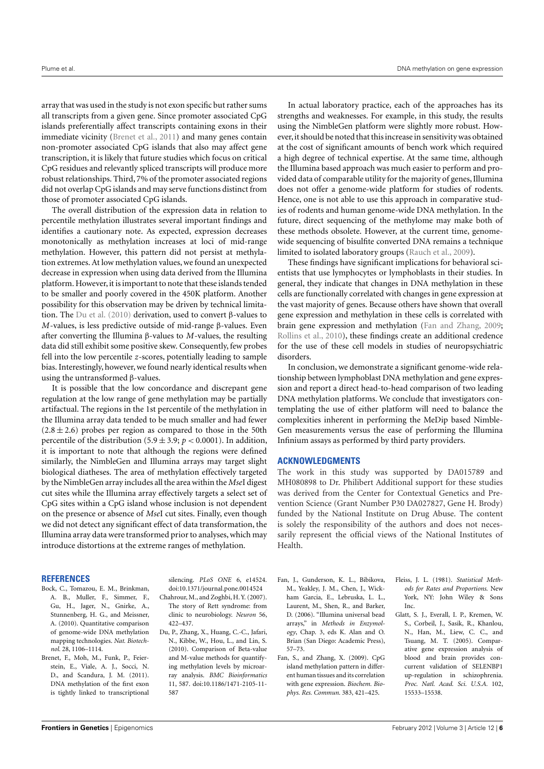array that was used in the study is not exon specific but rather sums all transcripts from a given gene. Since promoter associated CpG islands preferentially affect transcripts containing exons in their immediate vicinity (Brenet et al., 2011) and many genes contain non-promoter associated CpG islands that also may affect gene transcription, it is likely that future studies which focus on critical CpG residues and relevantly spliced transcripts will produce more robust relationships. Third, 7% of the promoter associated regions did not overlap CpG islands and may serve functions distinct from those of promoter associated CpG islands.

The overall distribution of the expression data in relation to percentile methylation illustrates several important findings and identifies a cautionary note. As expected, expression decreases monotonically as methylation increases at loci of mid-range methylation. However, this pattern did not persist at methylation extremes. At low methylation values, we found an unexpected decrease in expression when using data derived from the Illumina platform. However, it is important to note that these islands tended to be smaller and poorly covered in the 450K platform. Another possibility for this observation may be driven by technical limitation. The Du et al. (2010) derivation, used to convert β-values to *M*-values, is less predictive outside of mid-range β-values. Even after converting the Illumina β-values to *M*-values, the resulting data did still exhibit some positive skew. Consequently, few probes fell into the low percentile *z*-scores, potentially leading to sample bias. Interestingly, however, we found nearly identical results when using the untransformed β-values.

It is possible that the low concordance and discrepant gene regulation at the low range of gene methylation may be partially artifactual. The regions in the 1st percentile of the methylation in the Illumina array data tended to be much smaller and had fewer ($2.8 \pm 2.6$) probes per region as compared to those in the 50th percentile of the distribution ($5.9 \pm 3.9$; $p < 0.0001$). In addition, it is important to note that although the regions were defined similarly, the NimbleGen and Illumina arrays may target slight biological diatheses. The area of methylation effectively targeted by the NimbleGen array includes all the area within the *Mse*I digest cut sites while the Illumina array effectively targets a select set of CpG sites within a CpG island whose inclusion is not dependent on the presence or absence of *Mse*I cut sites. Finally, even though we did not detect any significant effect of data transformation, the Illumina array data were transformed prior to analyses, which may introduce distortions at the extreme ranges of methylation.

In actual laboratory practice, each of the approaches has its strengths and weaknesses. For example, in this study, the results using the NimbleGen platform were slightly more robust. However, it should be noted that this increase in sensitivity was obtained at the cost of significant amounts of bench work which required a high degree of technical expertise. At the same time, although the Illumina based approach was much easier to perform and provided data of comparable utility for the majority of genes, Illumina does not offer a genome-wide platform for studies of rodents. Hence, one is not able to use this approach in comparative studies of rodents and human genome-wide DNA methylation. In the future, direct sequencing of the methylome may make both of these methods obsolete. However, at the current time, genome-wide sequencing of bisulfite converted DNA remains a technique limited to isolated laboratory groups (Rauch et al., 2009).

These findings have significant implications for behavioral scientists that use lymphocytes or lymphoblasts in their studies. In general, they indicate that changes in DNA methylation in these cells are functionally correlated with changes in gene expression at the vast majority of genes. Because others have shown that overall gene expression and methylation in these cells is correlated with brain gene expression and methylation (Fan and Zhang, 2009; Rollins et al., 2010), these findings create an additional credence for the use of these cell models in studies of neuropsychiatric disorders.

In conclusion, we demonstrate a significant genome-wide relationship between lymphoblast DNA methylation and gene expression and report a direct head-to-head comparison of two leading DNA methylation platforms. We conclude that investigators contemplating the use of either platform will need to balance the complexities inherent in performing the MeDip based NimbleGen measurements versus the ease of performing the Illumina Infinium assays as performed by third party providers.

## ACKNOWLEDGMENTS

The work in this study was supported by DA015789 and MH080898 to Dr. Philibert Additional support for these studies was derived from the Center for Contextual Genetics and Prevention Science (Grant Number P30 DA027827, Gene H. Brody) funded by the National Institute on Drug Abuse. The content is solely the responsibility of the authors and does not necessarily represent the official views of the National Institutes of Health.

## REFERENCES

Bock, C., Tomazou, E. M., Brinkman, A. B., Muller, F., Simmer, F., Gu, H., Jager, N., Gnirke, A., Stunnenberg, H. G., and Meissner, A. (2010). Quantitative comparison of genome-wide DNA methylation mapping technologies. *Nat. Biotechnol.* 28, 1106–1114.

Brenet, F., Moh, M., Funk, P., Feierstein, E., Viale, A. J., Socci, N. D., and Scandura, J. M. (2011). DNA methylation of the first exon is tightly linked to transcriptional silencing. *PLoS ONE* 6, e14524. doi:10.1371/journal.pone.0014524

Chahrour, M., and Zoghbi, H. Y. (2007). The story of Rett syndrome: from clinic to neurobiology. *Neuron* 56, 422–437.

Du, P., Zhang, X., Huang, C.-C., Jafari, N., Kibbe, W., Hou, L., and Lin, S. (2010). Comparison of Beta-value and M-value methods for quantifying methylation levels by microarray analysis. *BMC Bioinformatics* 11, 587. doi:10.1186/1471-2105-11-587

Fan, J., Gunderson, K. L., Bibikova, M., Yeakley, J. M., Chen, J., Wickham Garcia, E., Lebruska, L. L., Laurent, M., Shen, R., and Barker, D. (2006). "Illumina universal bead arrays," in *Methods in Enzymology*, Chap. 3, eds K. Alan and O. Brian (San Diego: Academic Press), 57–73.

Fan, S., and Zhang, X. (2009). CpG island methylation pattern in different human tissues and its correlation with gene expression. *Biochem. Biophys. Res. Commun.* 383, 421–425.

Fleiss, J. L. (1981). *Statistical Methods for Rates and Proportions*. New York, NY: John Wiley & Sons Inc.

Glatt, S. J., Everall, I. P., Kremen, W. S., Corbeil, J., Sasik, R., Khanlou, N., Han, M., Liew, C. C., and Tsuang, M. T. (2005). Comparative gene expression analysis of blood and brain provides concurrent validation of SELENBP1 up-regulation in schizophrenia. *Proc. Natl. Acad. Sci. U.S.A.* 102, 15533–15538.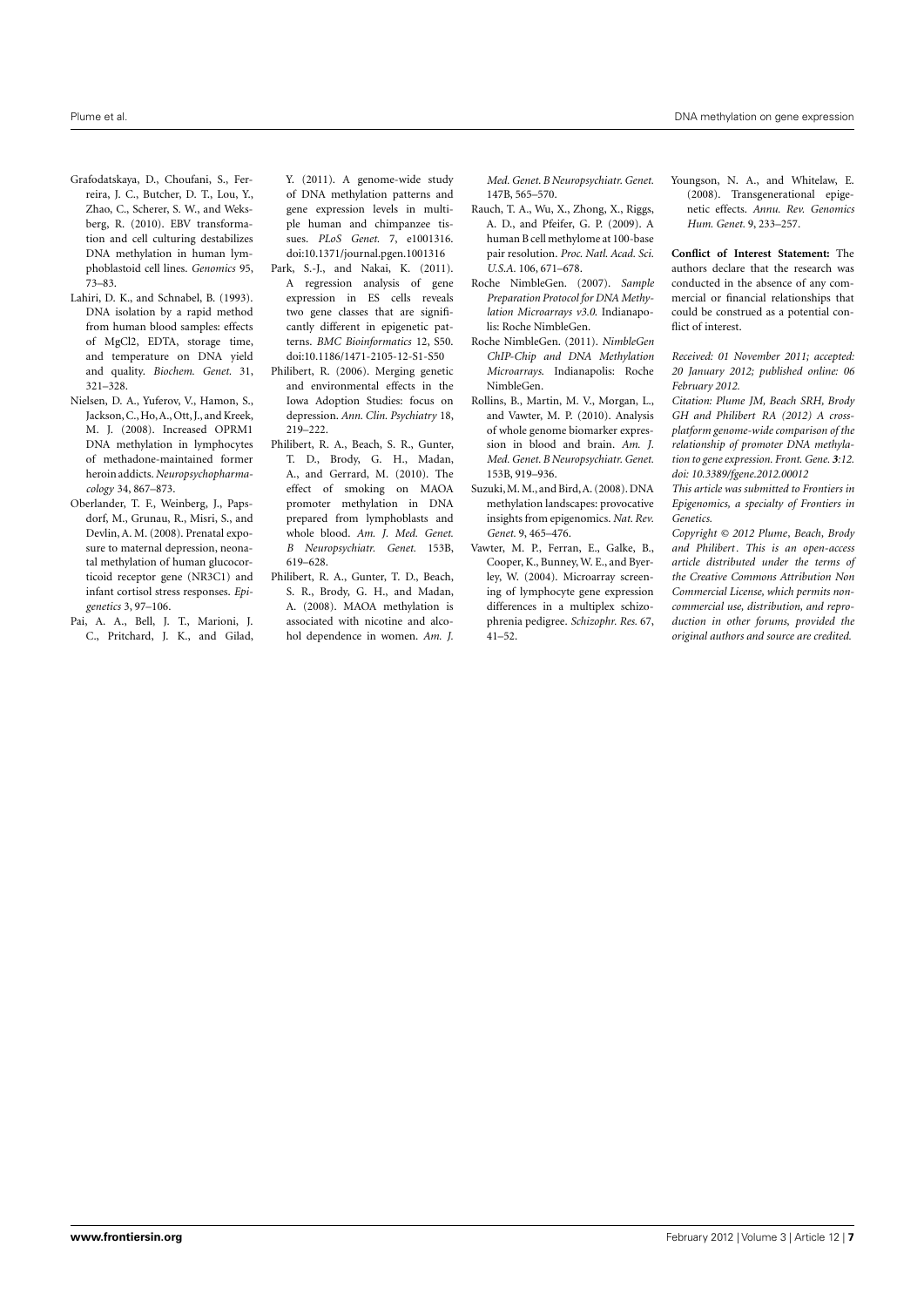Grafodatskaya, D., Choufani, S., Ferreira, J. C., Butcher, D. T., Lou, Y., Zhao, C., Scherer, S. W., and Weksberg, R. (2010). EBV transformation and cell culturing destabilizes DNA methylation in human lymphoblastoid cell lines. *Genomics* 95, 73–83.

Lahiri, D. K., and Schnabel, B. (1993). DNA isolation by a rapid method from human blood samples: effects of MgCl2, EDTA, storage time, and temperature on DNA yield and quality. *Biochem. Genet.* 31, 321–328.

Nielsen, D. A., Yuferov, V., Hamon, S., Jackson, C., Ho, A., Ott, J., and Kreek, M. J. (2008). Increased OPRM1 DNA methylation in lymphocytes of methadone-maintained former heroin addicts. *Neuropsychopharmacology* 34, 867–873.

Oberlander, T. F., Weinberg, J., Papsdorf, M., Grunau, R., Misri, S., and Devlin, A. M. (2008). Prenatal exposure to maternal depression, neonatal methylation of human glucocorticoid receptor gene (NR3C1) and infant cortisol stress responses. *Epigenetics* 3, 97–106.

Pai, A. A., Bell, J. T., Marioni, J. C., Pritchard, J. K., and Gilad, Y. (2011). A genome-wide study of DNA methylation patterns and gene expression levels in multiple human and chimpanzee tissues. *PLoS Genet.* 7, e1001316. doi:10.1371/journal.pgen.1001316

Park, S.-J., and Nakai, K. (2011). A regression analysis of gene expression in ES cells reveals two gene classes that are significantly different in epigenetic patterns. *BMC Bioinformatics* 12, S50. doi:10.1186/1471-2105-12-S1-S50

Philibert, R. (2006). Merging genetic and environmental effects in the Iowa Adoption Studies: focus on depression. *Ann. Clin. Psychiatry* 18, 219–222.

Philibert, R. A., Beach, S. R., Gunter, T. D., Brody, G. H., Madan, A., and Gerrard, M. (2010). The effect of smoking on MAOA promoter methylation in DNA prepared from lymphoblasts and whole blood. *Am. J. Med. Genet. B Neuropsychiatr. Genet.* 153B, 619–628.

Philibert, R. A., Gunter, T. D., Beach, S. R., Brody, G. H., and Madan, A. (2008). MAOA methylation is associated with nicotine and alcohol dependence in women. *Am. J. Med. Genet. B Neuropsychiatr. Genet.* 147B, 565–570.

Rauch, T. A., Wu, X., Zhong, X., Riggs, A. D., and Pfeifer, G. P. (2009). A human B cell methylome at 100-base pair resolution. *Proc. Natl. Acad. Sci. U.S.A.* 106, 671–678.

Roche NimbleGen. (2007). *Sample Preparation Protocol for DNA Methylation Microarrays v3.0.* Indianapolis: Roche NimbleGen.

Roche NimbleGen. (2011). *NimbleGen ChIP-Chip and DNA Methylation Microarrays.* Indianapolis: Roche NimbleGen.

Rollins, B., Martin, M. V., Morgan, L., and Vawter, M. P. (2010). Analysis of whole genome biomarker expression in blood and brain. *Am. J. Med. Genet. B Neuropsychiatr. Genet.* 153B, 919–936.

Suzuki, M. M., and Bird, A. (2008). DNA methylation landscapes: provocative insights from epigenomics. *Nat. Rev. Genet.* 9, 465–476.

Vawter, M. P., Ferran, E., Galke, B., Cooper, K., Bunney, W. E., and Byerley, W. (2004). Microarray screening of lymphocyte gene expression differences in a multiplex schizophrenia pedigree. *Schizophr. Res.* 67, 41–52.

Youngson, N. A., and Whitelaw, E. (2008). Transgenerational epigenetic effects. *Annu. Rev. Genomics Hum. Genet.* 9, 233–257.

**Conflict of Interest Statement:** The authors declare that the research was conducted in the absence of any commercial or financial relationships that could be construed as a potential conflict of interest.

*Received: 01 November 2011; accepted: 20 January 2012; published online: 06 February 2012.*

*Citation: Plume JM, Beach SRH, Brody GH and Philibert RA (2012) A cross-platform genome-wide comparison of the relationship of promoter DNA methylation to gene expression. Front. Gene. **3**:12. doi: 10.3389/fgene.2012.00012*

*This article was submitted to Frontiers in Epigenomics, a specialty of Frontiers in Genetics.*

*Copyright © 2012 Plume, Beach, Brody and Philibert. This is an open-access article distributed under the terms of the Creative Commons Attribution Non Commercial License, which permits non-commercial use, distribution, and reproduction in other forums, provided the original authors and source are credited.*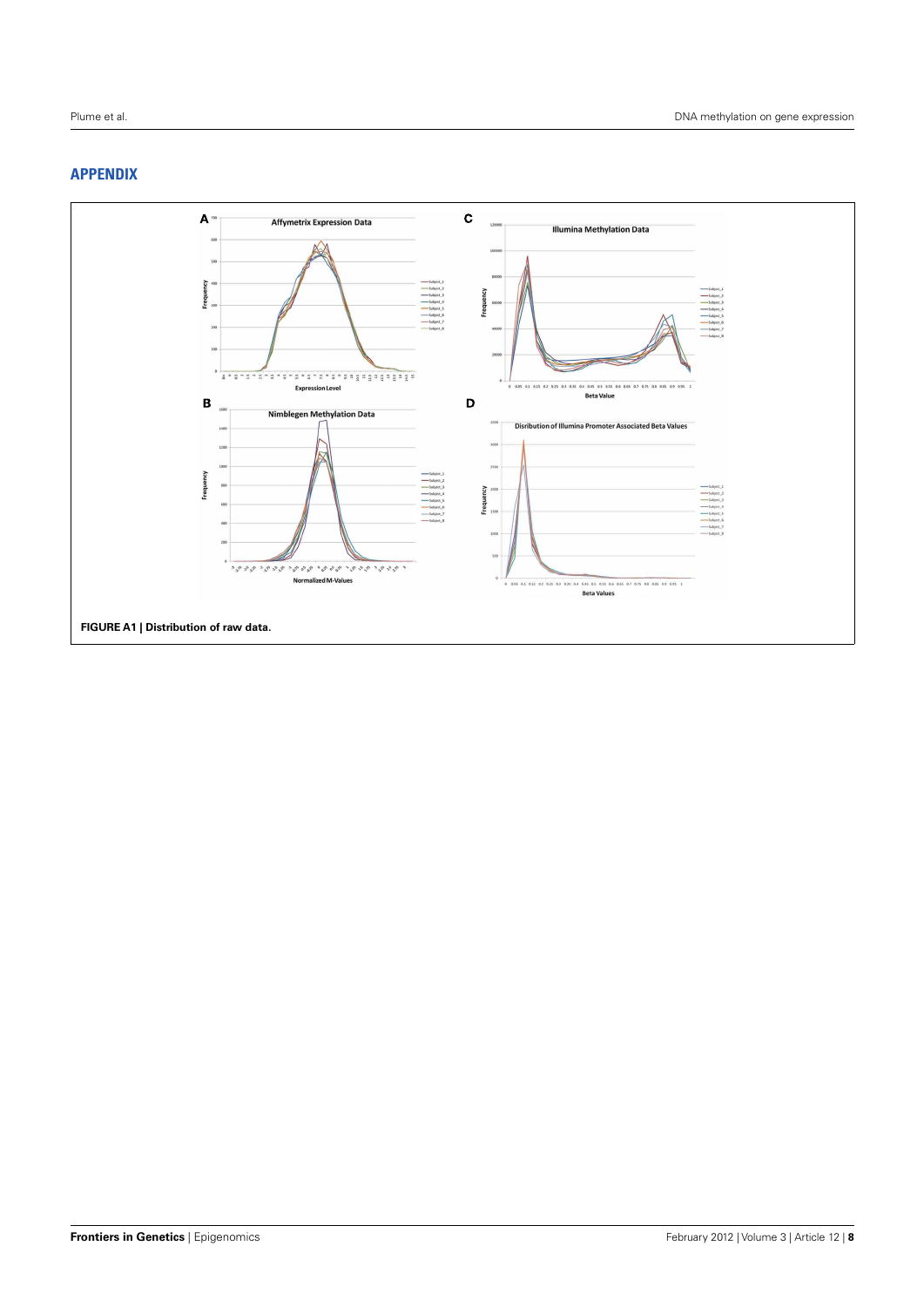## APPENDIX

FIGURE A1 | Distribution of raw data.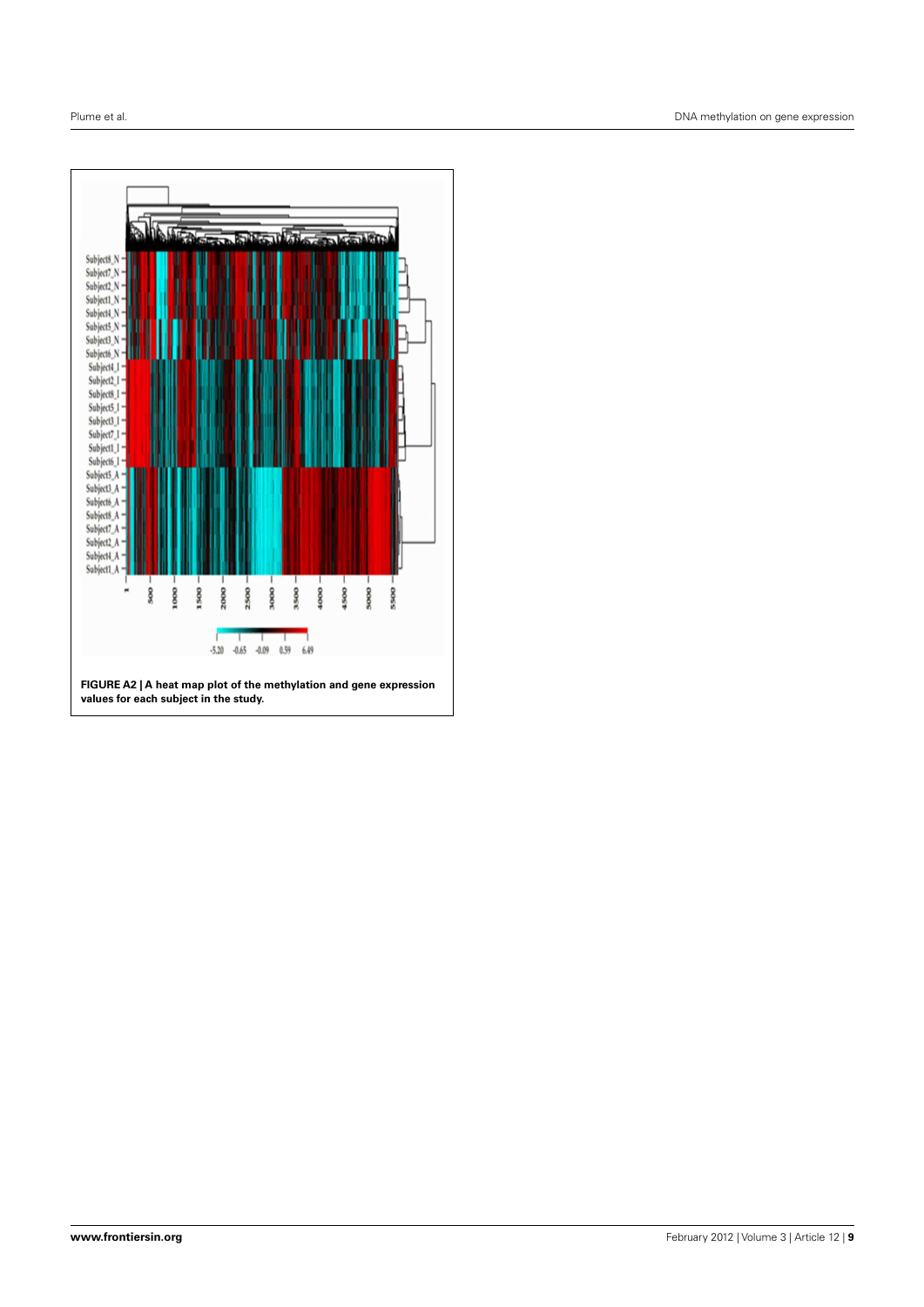**FIGURE A2 | A heat map plot of the methylation and gene expression values for each subject in the study.**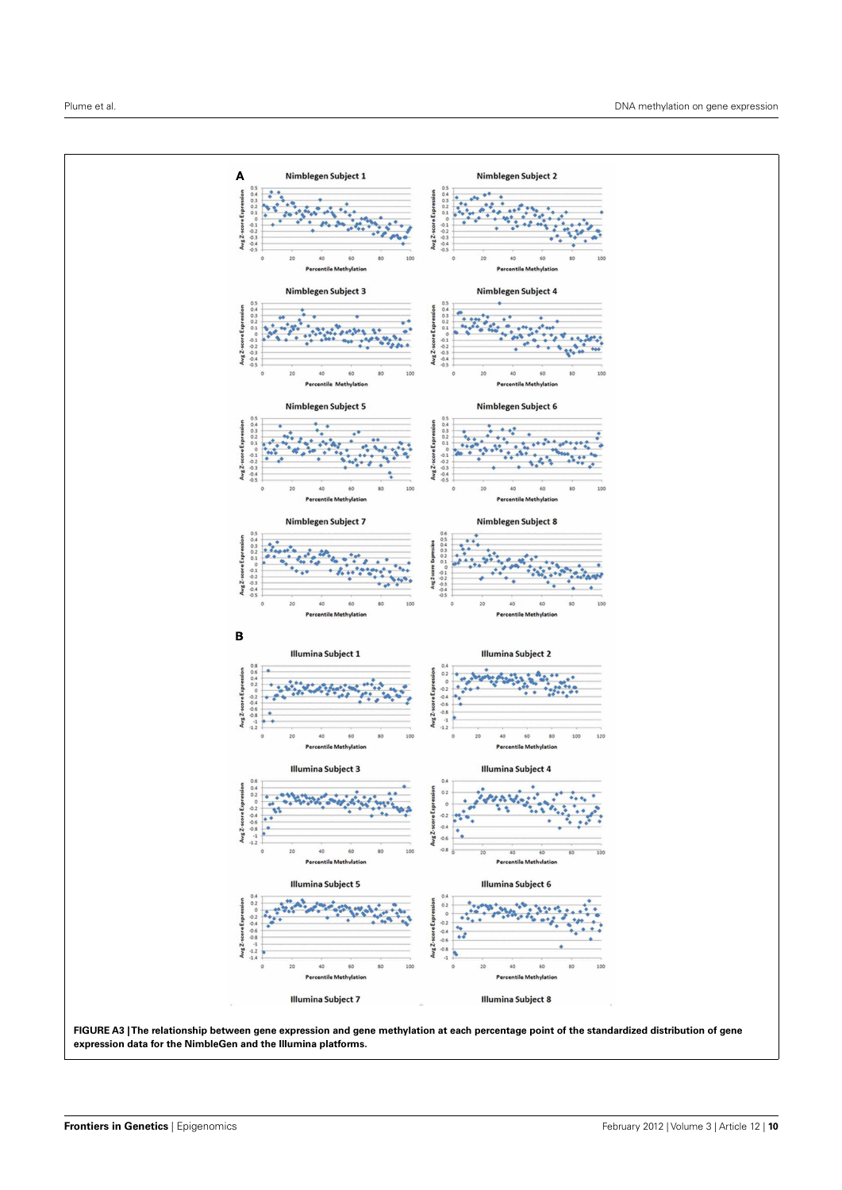**A**

Nimblegen Subject 1

Avg Z-score Expression

0.5
0.4
0.3
0.2
0.1
0
-0.1
-0.2
-0.3
-0.4
-0.5

0 20 40 60 80 100

Percentile Methylation

Nimblegen Subject 2

Nimblegen Subject 3

Nimblegen Subject 4

Nimblegen Subject 5

Nimblegen Subject 6

Nimblegen Subject 7

Nimblegen Subject 8

**B**

Illumina Subject 1

Illumina Subject 2

Illumina Subject 3

Illumina Subject 4

Illumina Subject 5

Illumina Subject 6

Illumina Subject 7

Illumina Subject 8

**FIGURE A3 | The relationship between gene expression and gene methylation at each percentage point of the standardized distribution of gene expression data for the NimbleGen and the Illumina platforms.**